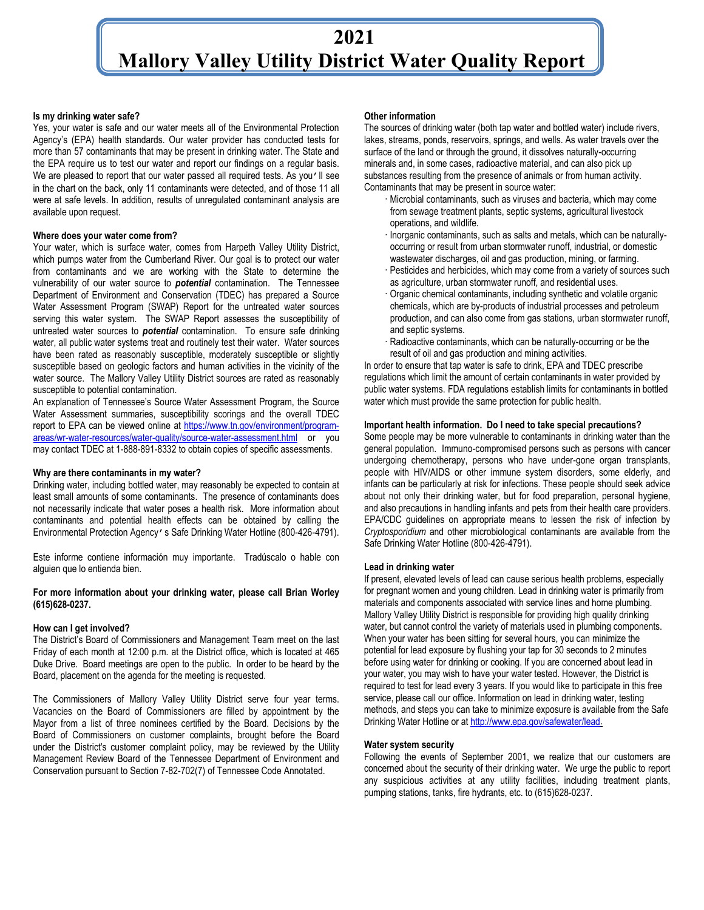# 2021 Mallory Valley Utility District Water Quality Report

**Is my drinking water safe?**

Yes, your water is safe and our water meets all of the Environmental Protection Agency's (EPA) health standards. Our water provider has conducted tests for more than 57 contaminants that may be present in drinking water. The State and the EPA require us to test our water and report our findings on a regular basis. We are pleased to report that our water passed all required tests. As you'll see in the chart on the back, only 11 contaminants were detected, and of those 11 all were at safe levels. In addition, results of unregulated contaminant analysis are available upon request.

**Where does your water come from?**

Your water, which is surface water, comes from Harpeth Valley Utility District, which pumps water from the Cumberland River. Our goal is to protect our water from contaminants and we are working with the State to determine the vulnerability of our water source to ***potential*** contamination. The Tennessee Department of Environment and Conservation (TDEC) has prepared a Source Water Assessment Program (SWAP) Report for the untreated water sources serving this water system. The SWAP Report assesses the susceptibility of untreated water sources to ***potential*** contamination. To ensure safe drinking water, all public water systems treat and routinely test their water. Water sources have been rated as reasonably susceptible, moderately susceptible or slightly susceptible based on geologic factors and human activities in the vicinity of the water source. The Mallory Valley Utility District sources are rated as reasonably susceptible to potential contamination.

An explanation of Tennessee's Source Water Assessment Program, the Source Water Assessment summaries, susceptibility scorings and the overall TDEC report to EPA can be viewed online at https://www.tn.gov/environment/program-areas/wr-water-resources/water-quality/source-water-assessment.html or you may contact TDEC at 1-888-891-8332 to obtain copies of specific assessments.

**Why are there contaminants in my water?**

Drinking water, including bottled water, may reasonably be expected to contain at least small amounts of some contaminants. The presence of contaminants does not necessarily indicate that water poses a health risk. More information about contaminants and potential health effects can be obtained by calling the Environmental Protection Agency's Safe Drinking Water Hotline (800-426-4791).

Este informe contiene información muy importante. Tradúscalo o hable con alguien que lo entienda bien.

**For more information about your drinking water, please call Brian Worley (615)628-0237.**

**How can I get involved?**

The District's Board of Commissioners and Management Team meet on the last Friday of each month at 12:00 p.m. at the District office, which is located at 465 Duke Drive. Board meetings are open to the public. In order to be heard by the Board, placement on the agenda for the meeting is requested.

The Commissioners of Mallory Valley Utility District serve four year terms. Vacancies on the Board of Commissioners are filled by appointment by the Mayor from a list of three nominees certified by the Board. Decisions by the Board of Commissioners on customer complaints, brought before the Board under the District's customer complaint policy, may be reviewed by the Utility Management Review Board of the Tennessee Department of Environment and Conservation pursuant to Section 7-82-702(7) of Tennessee Code Annotated.

**Other information**

The sources of drinking water (both tap water and bottled water) include rivers, lakes, streams, ponds, reservoirs, springs, and wells. As water travels over the surface of the land or through the ground, it dissolves naturally-occurring minerals and, in some cases, radioactive material, and can also pick up substances resulting from the presence of animals or from human activity. Contaminants that may be present in source water:

- Microbial contaminants, such as viruses and bacteria, which may come from sewage treatment plants, septic systems, agricultural livestock operations, and wildlife.
- Inorganic contaminants, such as salts and metals, which can be naturally-occurring or result from urban stormwater runoff, industrial, or domestic wastewater discharges, oil and gas production, mining, or farming.
- Pesticides and herbicides, which may come from a variety of sources such as agriculture, urban stormwater runoff, and residential uses.
- Organic chemical contaminants, including synthetic and volatile organic chemicals, which are by-products of industrial processes and petroleum production, and can also come from gas stations, urban stormwater runoff, and septic systems.
- Radioactive contaminants, which can be naturally-occurring or be the result of oil and gas production and mining activities.

In order to ensure that tap water is safe to drink, EPA and TDEC prescribe regulations which limit the amount of certain contaminants in water provided by public water systems. FDA regulations establish limits for contaminants in bottled water which must provide the same protection for public health.

**Important health information. Do I need to take special precautions?**

Some people may be more vulnerable to contaminants in drinking water than the general population. Immuno-compromised persons such as persons with cancer undergoing chemotherapy, persons who have under-gone organ transplants, people with HIV/AIDS or other immune system disorders, some elderly, and infants can be particularly at risk for infections. These people should seek advice about not only their drinking water, but for food preparation, personal hygiene, and also precautions in handling infants and pets from their health care providers. EPA/CDC guidelines on appropriate means to lessen the risk of infection by *Cryptosporidium* and other microbiological contaminants are available from the Safe Drinking Water Hotline (800-426-4791).

**Lead in drinking water**

If present, elevated levels of lead can cause serious health problems, especially for pregnant women and young children. Lead in drinking water is primarily from materials and components associated with service lines and home plumbing. Mallory Valley Utility District is responsible for providing high quality drinking water, but cannot control the variety of materials used in plumbing components. When your water has been sitting for several hours, you can minimize the potential for lead exposure by flushing your tap for 30 seconds to 2 minutes before using water for drinking or cooking. If you are concerned about lead in your water, you may wish to have your water tested. However, the District is required to test for lead every 3 years. If you would like to participate in this free service, please call our office. Information on lead in drinking water, testing methods, and steps you can take to minimize exposure is available from the Safe Drinking Water Hotline or at http://www.epa.gov/safewater/lead.

**Water system security**

Following the events of September 2001, we realize that our customers are concerned about the security of their drinking water. We urge the public to report any suspicious activities at any utility facilities, including treatment plants, pumping stations, tanks, fire hydrants, etc. to (615)628-0237.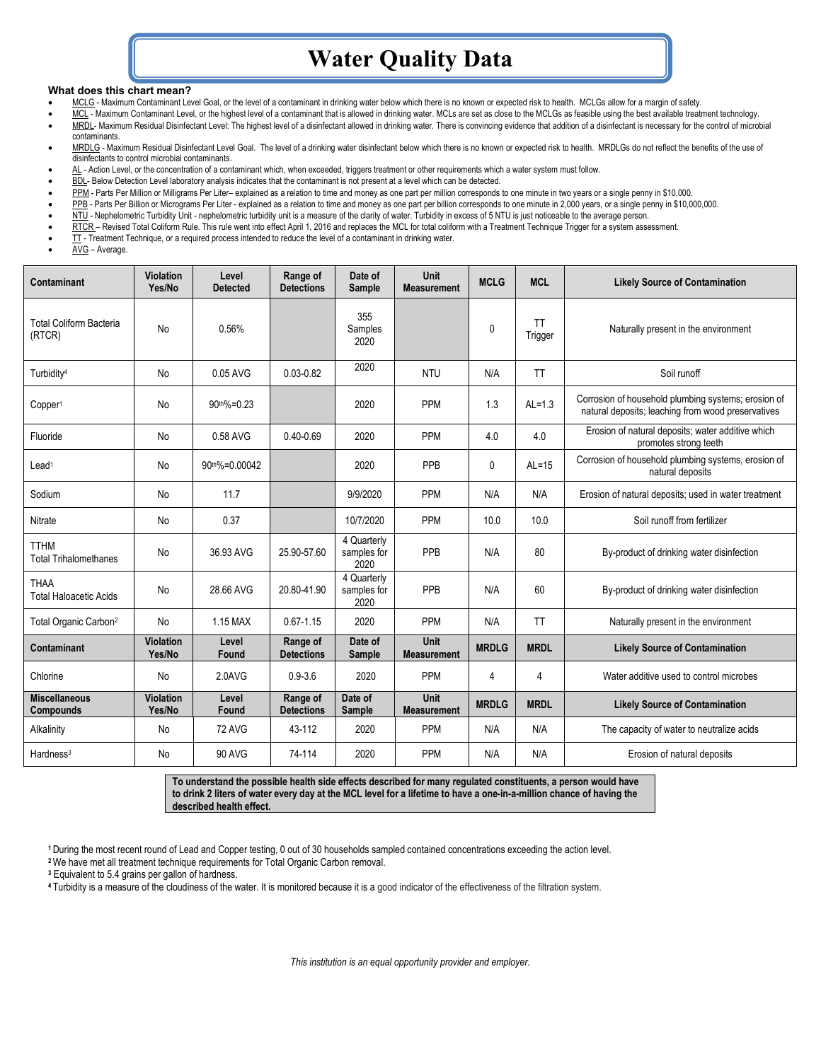# Water Quality Data

**What does this chart mean?**

- MCLG - Maximum Contaminant Level Goal, or the level of a contaminant in drinking water below which there is no known or expected risk to health. MCLGs allow for a margin of safety.
- MCL - Maximum Contaminant Level, or the highest level of a contaminant that is allowed in drinking water. MCLs are set as close to the MCLGs as feasible using the best available treatment technology.
- MRDL- Maximum Residual Disinfectant Level: The highest level of a disinfectant allowed in drinking water. There is convincing evidence that addition of a disinfectant is necessary for the control of microbial contaminants.
- MRDLG - Maximum Residual Disinfectant Level Goal. The level of a drinking water disinfectant below which there is no known or expected risk to health. MRDLGs do not reflect the benefits of the use of disinfectants to control microbial contaminants.
- AL - Action Level, or the concentration of a contaminant which, when exceeded, triggers treatment or other requirements which a water system must follow.
- BDL- Below Detection Level laboratory analysis indicates that the contaminant is not present at a level which can be detected.
- PPM - Parts Per Million or Milligrams Per Liter– explained as a relation to time and money as one part per million corresponds to one minute in two years or a single penny in $10,000.
- PPB - Parts Per Billion or Micrograms Per Liter - explained as a relation to time and money as one part per billion corresponds to one minute in 2,000 years, or a single penny in $10,000,000.
- NTU - Nephelometric Turbidity Unit - nephelometric turbidity unit is a measure of the clarity of water. Turbidity in excess of 5 NTU is just noticeable to the average person.
- RTCR – Revised Total Coliform Rule. This rule went into effect April 1, 2016 and replaces the MCL for total coliform with a Treatment Technique Trigger for a system assessment.
- TT - Treatment Technique, or a required process intended to reduce the level of a contaminant in drinking water.
- AVG – Average.

| Contaminant | Violation Yes/No | Level Detected | Range of Detections | Date of Sample | Unit Measurement | MCLG | MCL | Likely Source of Contamination |
|---|---|---|---|---|---|---|---|---|
| Total Coliform Bacteria (RTCR) | No | 0.56% | | 355 Samples 2020 | | 0 | TT Trigger | Naturally present in the environment |
| Turbidity[4] | No | 0.05 AVG | 0.03-0.82 | 2020 | NTU | N/A | TT | Soil runoff |
| Copper[1] | No | 90th%=0.23 | | 2020 | PPM | 1.3 | AL=1.3 | Corrosion of household plumbing systems; erosion of natural deposits; leaching from wood preservatives |
| Fluoride | No | 0.58 AVG | 0.40-0.69 | 2020 | PPM | 4.0 | 4.0 | Erosion of natural deposits; water additive which promotes strong teeth |
| Lead[1] | No | 90th%=0.00042 | | 2020 | PPB | 0 | AL=15 | Corrosion of household plumbing systems, erosion of natural deposits |
| Sodium | No | 11.7 | | 9/9/2020 | PPM | N/A | N/A | Erosion of natural deposits; used in water treatment |
| Nitrate | No | 0.37 | | 10/7/2020 | PPM | 10.0 | 10.0 | Soil runoff from fertilizer |
| TTHM Total Trihalomethanes | No | 36.93 AVG | 25.90-57.60 | 4 Quarterly samples for 2020 | PPB | N/A | 80 | By-product of drinking water disinfection |
| THAA Total Haloacetic Acids | No | 28.66 AVG | 20.80-41.90 | 4 Quarterly samples for 2020 | PPB | N/A | 60 | By-product of drinking water disinfection |
| Total Organic Carbon[2] | No | 1.15 MAX | 0.67-1.15 | 2020 | PPM | N/A | TT | Naturally present in the environment |
| **Contaminant** | **Violation Yes/No** | **Level Found** | **Range of Detections** | **Date of Sample** | **Unit Measurement** | **MRDLG** | **MRDL** | **Likely Source of Contamination** |
| Chlorine | No | 2.0AVG | 0.9-3.6 | 2020 | PPM | 4 | 4 | Water additive used to control microbes |
| **Miscellaneous Compounds** | **Violation Yes/No** | **Level Found** | **Range of Detections** | **Date of Sample** | **Unit Measurement** | **MRDLG** | **MRDL** | **Likely Source of Contamination** |
| Alkalinity | No | 72 AVG | 43-112 | 2020 | PPM | N/A | N/A | The capacity of water to neutralize acids |
| Hardness[3] | No | 90 AVG | 74-114 | 2020 | PPM | N/A | N/A | Erosion of natural deposits |

**To understand the possible health side effects described for many regulated constituents, a person would have to drink 2 liters of water every day at the MCL level for a lifetime to have a one-in-a-million chance of having the described health effect.**

[1] During the most recent round of Lead and Copper testing, 0 out of 30 households sampled contained concentrations exceeding the action level.

[2] We have met all treatment technique requirements for Total Organic Carbon removal.

[3] Equivalent to 5.4 grains per gallon of hardness.

[4] Turbidity is a measure of the cloudiness of the water. It is monitored because it is a good indicator of the effectiveness of the filtration system.

*This institution is an equal opportunity provider and employer.*